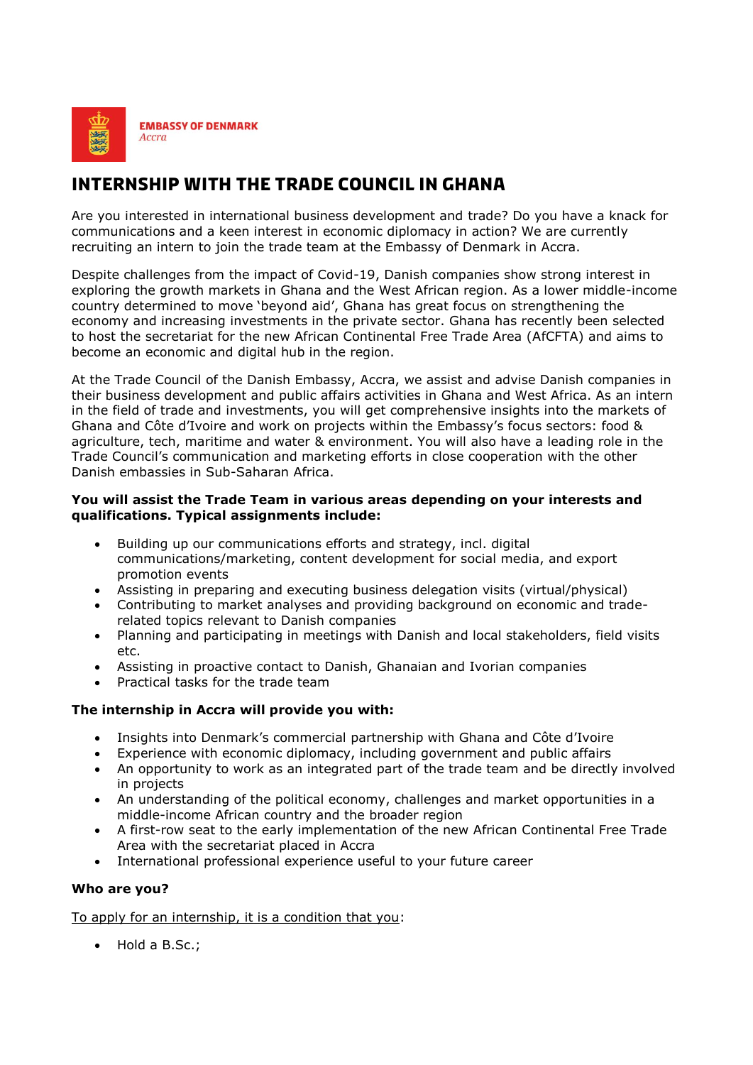**EMBASSY OF DENMARK**
*Accra*

# INTERNSHIP WITH THE TRADE COUNCIL IN GHANA

Are you interested in international business development and trade? Do you have a knack for communications and a keen interest in economic diplomacy in action? We are currently recruiting an intern to join the trade team at the Embassy of Denmark in Accra.

Despite challenges from the impact of Covid-19, Danish companies show strong interest in exploring the growth markets in Ghana and the West African region. As a lower middle-income country determined to move 'beyond aid', Ghana has great focus on strengthening the economy and increasing investments in the private sector. Ghana has recently been selected to host the secretariat for the new African Continental Free Trade Area (AfCFTA) and aims to become an economic and digital hub in the region.

At the Trade Council of the Danish Embassy, Accra, we assist and advise Danish companies in their business development and public affairs activities in Ghana and West Africa. As an intern in the field of trade and investments, you will get comprehensive insights into the markets of Ghana and Côte d'Ivoire and work on projects within the Embassy's focus sectors: food & agriculture, tech, maritime and water & environment. You will also have a leading role in the Trade Council's communication and marketing efforts in close cooperation with the other Danish embassies in Sub-Saharan Africa.

**You will assist the Trade Team in various areas depending on your interests and qualifications. Typical assignments include:**

- Building up our communications efforts and strategy, incl. digital communications/marketing, content development for social media, and export promotion events
- Assisting in preparing and executing business delegation visits (virtual/physical)
- Contributing to market analyses and providing background on economic and trade-related topics relevant to Danish companies
- Planning and participating in meetings with Danish and local stakeholders, field visits etc.
- Assisting in proactive contact to Danish, Ghanaian and Ivorian companies
- Practical tasks for the trade team

**The internship in Accra will provide you with:**

- Insights into Denmark's commercial partnership with Ghana and Côte d'Ivoire
- Experience with economic diplomacy, including government and public affairs
- An opportunity to work as an integrated part of the trade team and be directly involved in projects
- An understanding of the political economy, challenges and market opportunities in a middle-income African country and the broader region
- A first-row seat to the early implementation of the new African Continental Free Trade Area with the secretariat placed in Accra
- International professional experience useful to your future career

**Who are you?**

<u>To apply for an internship, it is a condition that you</u>:

- Hold a B.Sc.;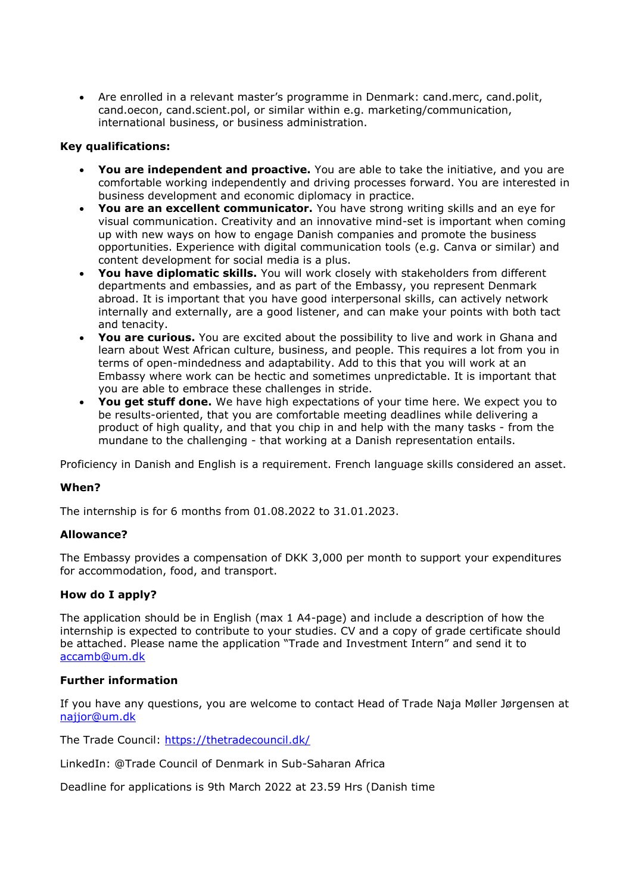- Are enrolled in a relevant master's programme in Denmark: cand.merc, cand.polit, cand.oecon, cand.scient.pol, or similar within e.g. marketing/communication, international business, or business administration.

**Key qualifications:**

- **You are independent and proactive.** You are able to take the initiative, and you are comfortable working independently and driving processes forward. You are interested in business development and economic diplomacy in practice.
- **You are an excellent communicator.** You have strong writing skills and an eye for visual communication. Creativity and an innovative mind-set is important when coming up with new ways on how to engage Danish companies and promote the business opportunities. Experience with digital communication tools (e.g. Canva or similar) and content development for social media is a plus.
- **You have diplomatic skills.** You will work closely with stakeholders from different departments and embassies, and as part of the Embassy, you represent Denmark abroad. It is important that you have good interpersonal skills, can actively network internally and externally, are a good listener, and can make your points with both tact and tenacity.
- **You are curious.** You are excited about the possibility to live and work in Ghana and learn about West African culture, business, and people. This requires a lot from you in terms of open-mindedness and adaptability. Add to this that you will work at an Embassy where work can be hectic and sometimes unpredictable. It is important that you are able to embrace these challenges in stride.
- **You get stuff done.** We have high expectations of your time here. We expect you to be results-oriented, that you are comfortable meeting deadlines while delivering a product of high quality, and that you chip in and help with the many tasks - from the mundane to the challenging - that working at a Danish representation entails.

Proficiency in Danish and English is a requirement. French language skills considered an asset.

**When?**

The internship is for 6 months from 01.08.2022 to 31.01.2023.

**Allowance?**

The Embassy provides a compensation of DKK 3,000 per month to support your expenditures for accommodation, food, and transport.

**How do I apply?**

The application should be in English (max 1 A4-page) and include a description of how the internship is expected to contribute to your studies. CV and a copy of grade certificate should be attached. Please name the application "Trade and Investment Intern" and send it to [accamb@um.dk](mailto:accamb@um.dk)

**Further information**

If you have any questions, you are welcome to contact Head of Trade Naja Møller Jørgensen at [najjor@um.dk](mailto:najjor@um.dk)

The Trade Council: [https://thetradecouncil.dk/](https://thetradecouncil.dk/)

LinkedIn: @Trade Council of Denmark in Sub-Saharan Africa

Deadline for applications is 9th March 2022 at 23.59 Hrs (Danish time